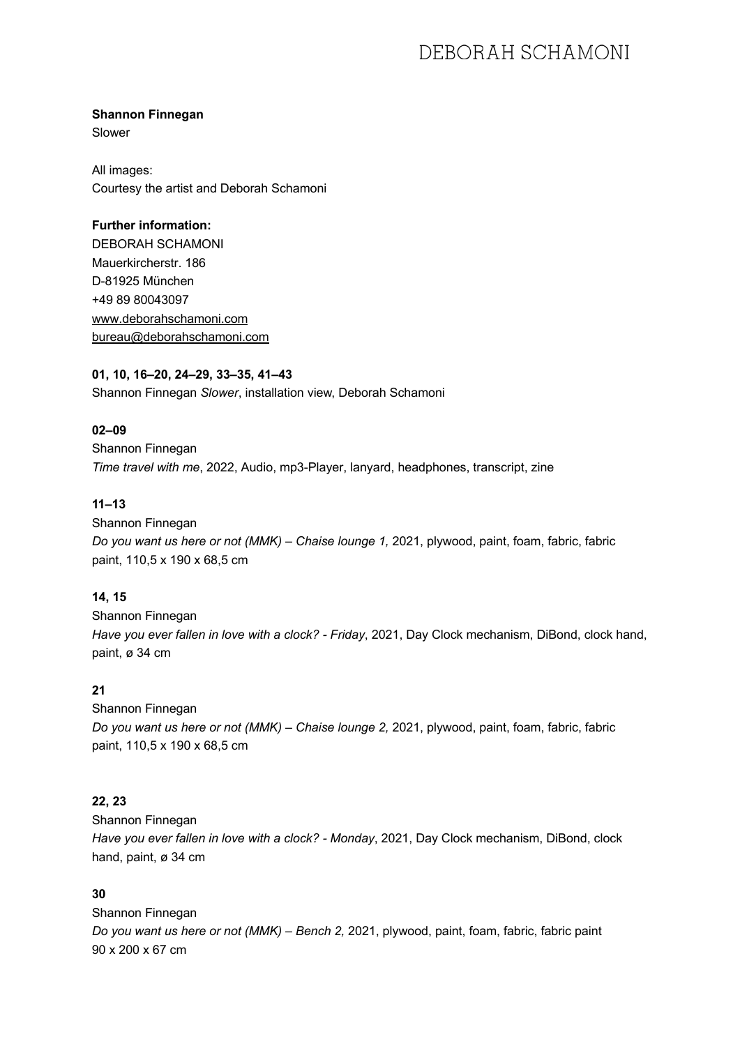**Shannon Finnegan**
Slower

All images:
Courtesy the artist and Deborah Schamoni

**Further information:**
DEBORAH SCHAMONI
Mauerkircherstr. 186
D-81925 München
+49 89 80043097
www.deborahschamoni.com
bureau@deborahschamoni.com

**01, 10, 16–20, 24–29, 33–35, 41–43**
Shannon Finnegan *Slower*, installation view, Deborah Schamoni

**02–09**
Shannon Finnegan
*Time travel with me*, 2022, Audio, mp3-Player, lanyard, headphones, transcript, zine

**11–13**
Shannon Finnegan
*Do you want us here or not (MMK) – Chaise lounge 1,* 2021, plywood, paint, foam, fabric, fabric paint, 110,5 x 190 x 68,5 cm

**14, 15**
Shannon Finnegan
*Have you ever fallen in love with a clock? - Friday*, 2021, Day Clock mechanism, DiBond, clock hand, paint, ø 34 cm

**21**
Shannon Finnegan
*Do you want us here or not (MMK) – Chaise lounge 2,* 2021, plywood, paint, foam, fabric, fabric paint, 110,5 x 190 x 68,5 cm

**22, 23**
Shannon Finnegan
*Have you ever fallen in love with a clock? - Monday*, 2021, Day Clock mechanism, DiBond, clock hand, paint, ø 34 cm

**30**
Shannon Finnegan
*Do you want us here or not (MMK) – Bench 2,* 2021, plywood, paint, foam, fabric, fabric paint
90 x 200 x 67 cm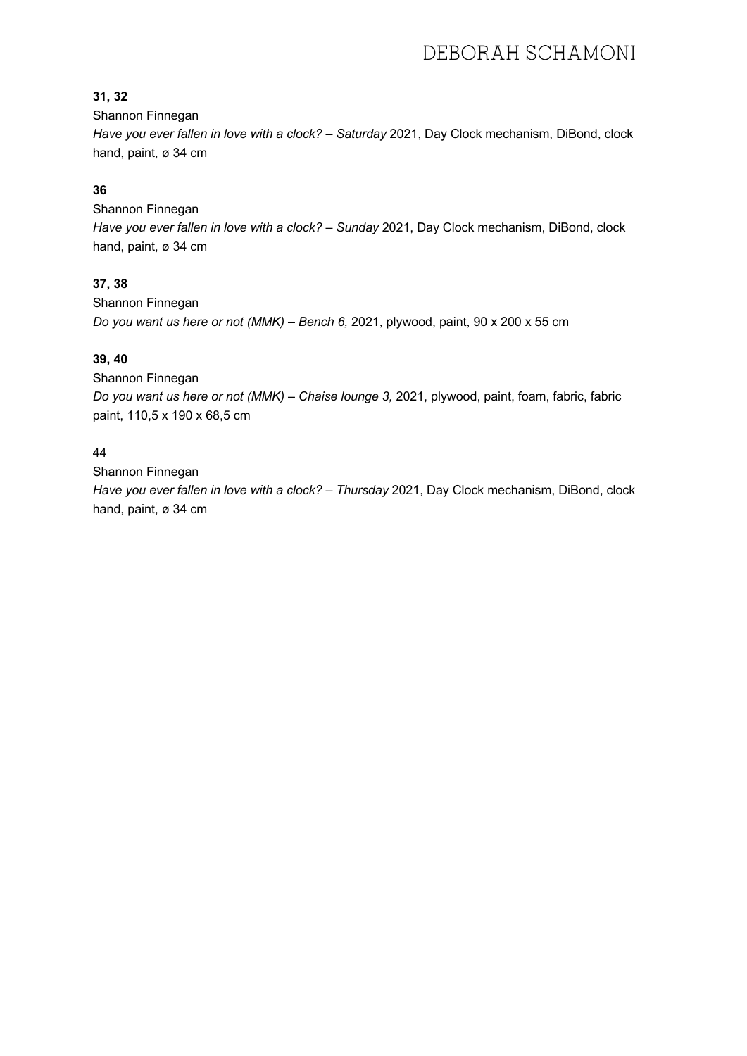**31, 32**

Shannon Finnegan

*Have you ever fallen in love with a clock? – Saturday* 2021, Day Clock mechanism, DiBond, clock hand, paint, ø 34 cm

**36**

Shannon Finnegan

*Have you ever fallen in love with a clock? – Sunday* 2021, Day Clock mechanism, DiBond, clock hand, paint, ø 34 cm

**37, 38**

Shannon Finnegan

*Do you want us here or not (MMK) – Bench 6,* 2021, plywood, paint, 90 x 200 x 55 cm

**39, 40**

Shannon Finnegan

*Do you want us here or not (MMK) – Chaise lounge 3,* 2021, plywood, paint, foam, fabric, fabric paint, 110,5 x 190 x 68,5 cm

44

Shannon Finnegan

*Have you ever fallen in love with a clock? – Thursday* 2021, Day Clock mechanism, DiBond, clock hand, paint, ø 34 cm